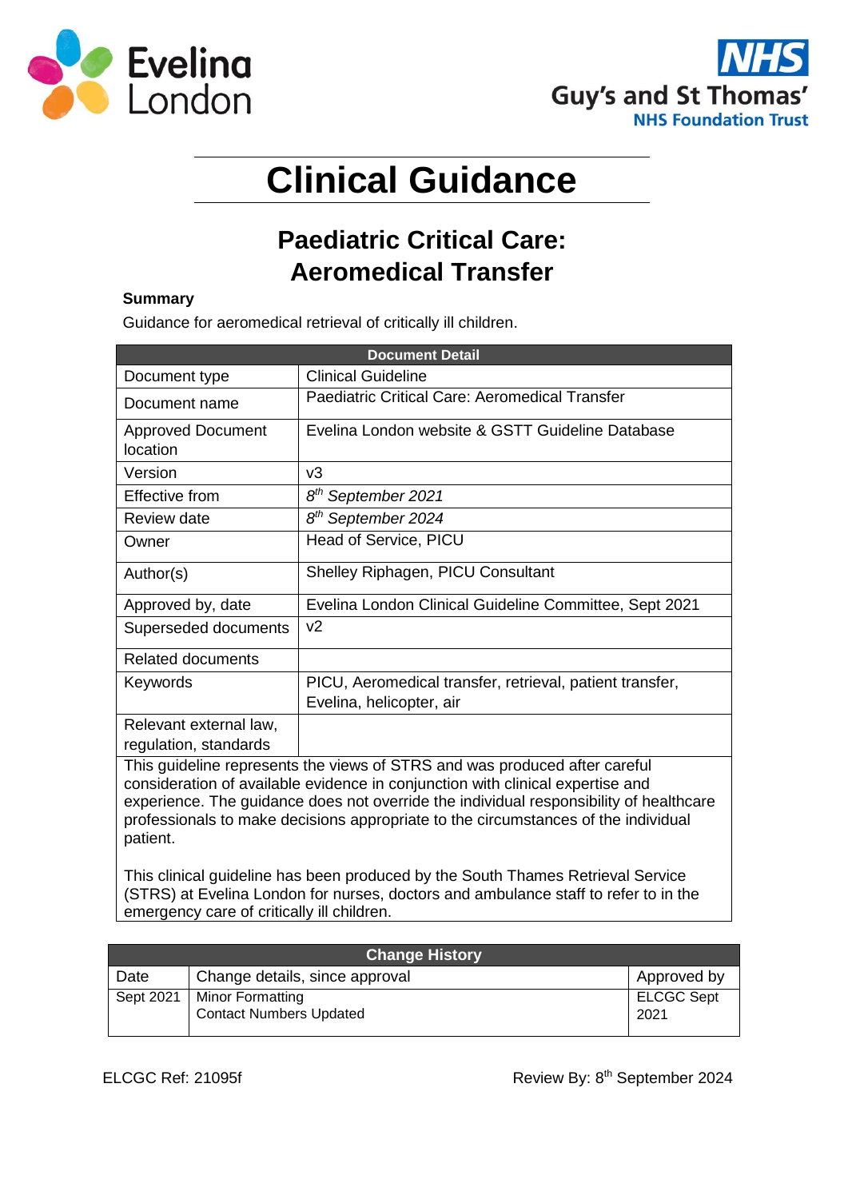Eveling London

NHS Guy's and St Thomas' NHS Foundation Trust

# Clinical Guidance

## Paediatric Critical Care: Aeromedical Transfer

**Summary**

Guidance for aeromedical retrieval of critically ill children.

| Document Detail | |
|---|---|
| Document type | Clinical Guideline |
| Document name | Paediatric Critical Care: Aeromedical Transfer |
| Approved Document location | Evelina London website & GSTT Guideline Database |
| Version | v3 |
| Effective from | *8th September 2021* |
| Review date | *8th September 2024* |
| Owner | Head of Service, PICU |
| Author(s) | Shelley Riphagen, PICU Consultant |
| Approved by, date | Evelina London Clinical Guideline Committee, Sept 2021 |
| Superseded documents | v2 |
| Related documents | |
| Keywords | PICU, Aeromedical transfer, retrieval, patient transfer, Evelina, helicopter, air |
| Relevant external law, regulation, standards | |

This guideline represents the views of STRS and was produced after careful consideration of available evidence in conjunction with clinical expertise and experience. The guidance does not override the individual responsibility of healthcare professionals to make decisions appropriate to the circumstances of the individual patient.

This clinical guideline has been produced by the South Thames Retrieval Service (STRS) at Evelina London for nurses, doctors and ambulance staff to refer to in the emergency care of critically ill children.

| Change History | | |
|---|---|---|
| Date | Change details, since approval | Approved by |
| Sept 2021 | Minor Formatting<br>Contact Numbers Updated | ELCGC Sept 2021 |

ELCGC Ref: 21095f

Review By: 8th September 2024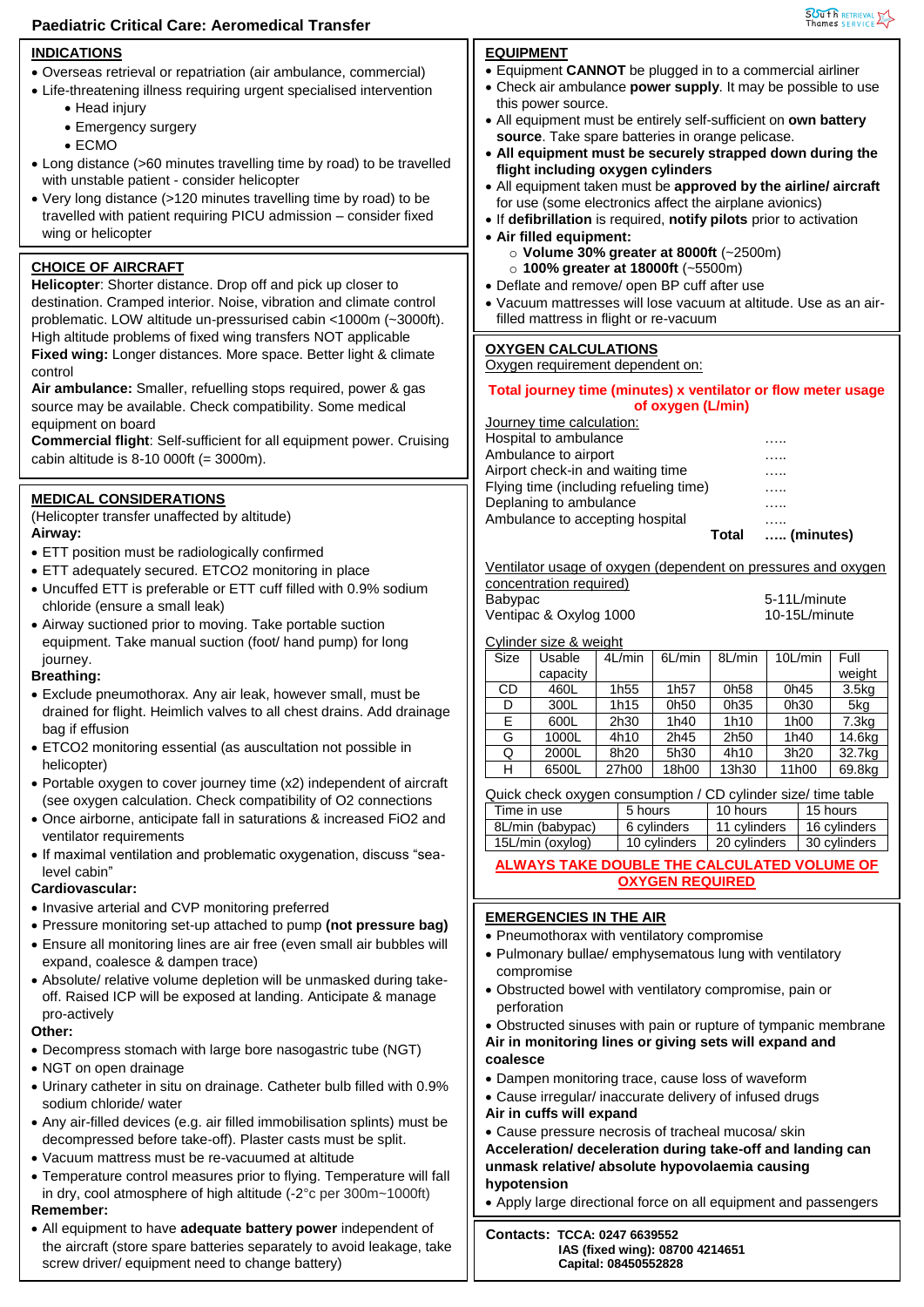# Paediatric Critical Care: Aeromedical Transfer

## INDICATIONS

- Overseas retrieval or repatriation (air ambulance, commercial)
- Life-threatening illness requiring urgent specialised intervention
  - Head injury
  - Emergency surgery
  - ECMO
- Long distance (>60 minutes travelling time by road) to be travelled with unstable patient - consider helicopter
- Very long distance (>120 minutes travelling time by road) to be travelled with patient requiring PICU admission – consider fixed wing or helicopter

## CHOICE OF AIRCRAFT

**Helicopter**: Shorter distance. Drop off and pick up closer to destination. Cramped interior. Noise, vibration and climate control problematic. LOW altitude un-pressurised cabin <1000m (~3000ft). High altitude problems of fixed wing transfers NOT applicable

**Fixed wing:** Longer distances. More space. Better light & climate control

**Air ambulance:** Smaller, refuelling stops required, power & gas source may be available. Check compatibility. Some medical equipment on board

**Commercial flight**: Self-sufficient for all equipment power. Cruising cabin altitude is 8-10 000ft (= 3000m).

## MEDICAL CONSIDERATIONS

(Helicopter transfer unaffected by altitude)

**Airway:**

- ETT position must be radiologically confirmed
- ETT adequately secured. ETCO2 monitoring in place
- Uncuffed ETT is preferable or ETT cuff filled with 0.9% sodium chloride (ensure a small leak)
- Airway suctioned prior to moving. Take portable suction equipment. Take manual suction (foot/ hand pump) for long journey.

**Breathing:**

- Exclude pneumothorax. Any air leak, however small, must be drained for flight. Heimlich valves to all chest drains. Add drainage bag if effusion
- ETCO2 monitoring essential (as auscultation not possible in helicopter)
- Portable oxygen to cover journey time (x2) independent of aircraft (see oxygen calculation. Check compatibility of O2 connections
- Once airborne, anticipate fall in saturations & increased FiO2 and ventilator requirements
- If maximal ventilation and problematic oxygenation, discuss "sea-level cabin"

**Cardiovascular:**

- Invasive arterial and CVP monitoring preferred
- Pressure monitoring set-up attached to pump **(not pressure bag)**
- Ensure all monitoring lines are air free (even small air bubbles will expand, coalesce & dampen trace)
- Absolute/ relative volume depletion will be unmasked during take-off. Raised ICP will be exposed at landing. Anticipate & manage pro-actively

**Other:**

- Decompress stomach with large bore nasogastric tube (NGT)
- NGT on open drainage
- Urinary catheter in situ on drainage. Catheter bulb filled with 0.9% sodium chloride/ water
- Any air-filled devices (e.g. air filled immobilisation splints) must be decompressed before take-off). Plaster casts must be split.
- Vacuum mattress must be re-vacuumed at altitude
- Temperature control measures prior to flying. Temperature will fall in dry, cool atmosphere of high altitude (-2°c per 300m~1000ft)

**Remember:**

- All equipment to have **adequate battery power** independent of the aircraft (store spare batteries separately to avoid leakage, take screw driver/ equipment need to change battery)

## EQUIPMENT

- Equipment **CANNOT** be plugged in to a commercial airliner
- Check air ambulance **power supply**. It may be possible to use this power source.
- All equipment must be entirely self-sufficient on **own battery source**. Take spare batteries in orange pelicase.
- **All equipment must be securely strapped down during the flight including oxygen cylinders**
- All equipment taken must be **approved by the airline/ aircraft** for use (some electronics affect the airplane avionics)
- If **defibrillation** is required, **notify pilots** prior to activation
- **Air filled equipment:**
  - **Volume 30% greater at 8000ft** (~2500m)
  - **100% greater at 18000ft** (~5500m)
- Deflate and remove/ open BP cuff after use
- Vacuum mattresses will lose vacuum at altitude. Use as an air-filled mattress in flight or re-vacuum

## OXYGEN CALCULATIONS

Oxygen requirement dependent on:

**Total journey time (minutes) x ventilator or flow meter usage of oxygen (L/min)**

Journey time calculation:

| | |
|---|---|
| Hospital to ambulance | ….. |
| Ambulance to airport | ….. |
| Airport check-in and waiting time | ….. |
| Flying time (including refueling time) | ….. |
| Deplaning to ambulance | ….. |
| Ambulance to accepting hospital | ….. |
| **Total** | **….. (minutes)** |

Ventilator usage of oxygen (dependent on pressures and oxygen concentration required)

| | |
|---|---|
| Babypac | 5-11L/minute |
| Ventipac & Oxylog 1000 | 10-15L/minute |

Cylinder size & weight

| Size | Usable capacity | 4L/min | 6L/min | 8L/min | 10L/min | Full weight |
|---|---|---|---|---|---|---|
| CD | 460L | 1h55 | 1h57 | 0h58 | 0h45 | 3.5kg |
| D | 300L | 1h15 | 0h50 | 0h35 | 0h30 | 5kg |
| E | 600L | 2h30 | 1h40 | 1h10 | 1h00 | 7.3kg |
| G | 1000L | 4h10 | 2h45 | 2h50 | 1h40 | 14.6kg |
| Q | 2000L | 8h20 | 5h30 | 4h10 | 3h20 | 32.7kg |
| H | 6500L | 27h00 | 18h00 | 13h30 | 11h00 | 69.8kg |

Quick check oxygen consumption / CD cylinder size/ time table

| Time in use | 5 hours | 10 hours | 15 hours |
|---|---|---|---|
| 8L/min (babypac) | 6 cylinders | 11 cylinders | 16 cylinders |
| 15L/min (oxylog) | 10 cylinders | 20 cylinders | 30 cylinders |

**ALWAYS TAKE DOUBLE THE CALCULATED VOLUME OF OXYGEN REQUIRED**

## EMERGENCIES IN THE AIR

- Pneumothorax with ventilatory compromise
- Pulmonary bullae/ emphysematous lung with ventilatory compromise
- Obstructed bowel with ventilatory compromise, pain or perforation
- Obstructed sinuses with pain or rupture of tympanic membrane

**Air in monitoring lines or giving sets will expand and coalesce**

- Dampen monitoring trace, cause loss of waveform
- Cause irregular/ inaccurate delivery of infused drugs

**Air in cuffs will expand**

- Cause pressure necrosis of tracheal mucosa/ skin

**Acceleration/ deceleration during take-off and landing can unmask relative/ absolute hypovolaemia causing hypotension**

- Apply large directional force on all equipment and passengers

**Contacts: TCCA: 0247 6639552**
**IAS (fixed wing): 08700 4214651**
**Capital: 08450552828**